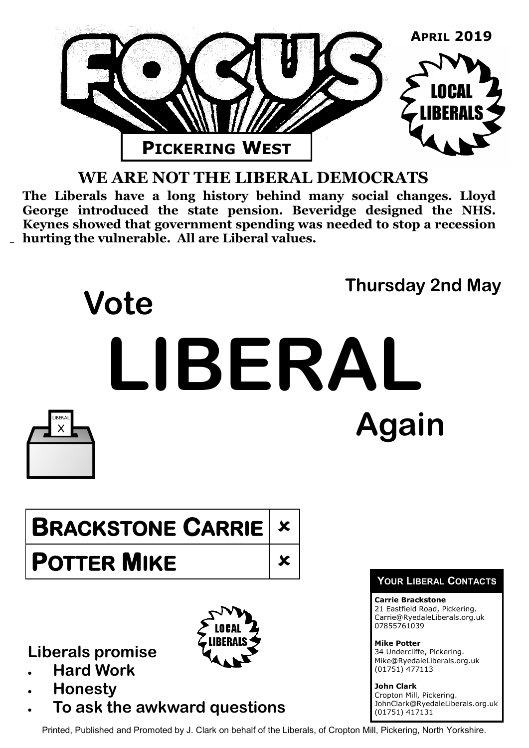# FOCUS

**APRIL 2019**

LOCAL LIBERALS

## PICKERING WEST

## WE ARE NOT THE LIBERAL DEMOCRATS

**The Liberals have a long history behind many social changes. Lloyd George introduced the state pension. Beveridge designed the NHS. Keynes showed that government spending was needed to stop a recession hurting the vulnerable. All are Liberal values.**

**Thursday 2nd May**

# Vote LIBERAL Again

LIBERAL X

| | |
|---|---|
| **BRACKSTONE CARRIE** | ✗ |
| **POTTER MIKE** | ✗ |

LOCAL LIBERALS

**Liberals promise**

- **Hard Work**
- **Honesty**
- **To ask the awkward questions**

**YOUR LIBERAL CONTACTS**

**Carrie Brackstone**
21 Eastfield Road, Pickering.
Carrie@RyedaleLiberals.org.uk
07855761039

**Mike Potter**
34 Undercliffe, Pickering.
Mike@RyedaleLiberals.org.uk
(01751) 477113

**John Clark**
Cropton Mill, Pickering.
JohnClark@RyedaleLiberals.org.uk
(01751) 417131

Printed, Published and Promoted by J. Clark on behalf of the Liberals, of Cropton Mill, Pickering, North Yorkshire.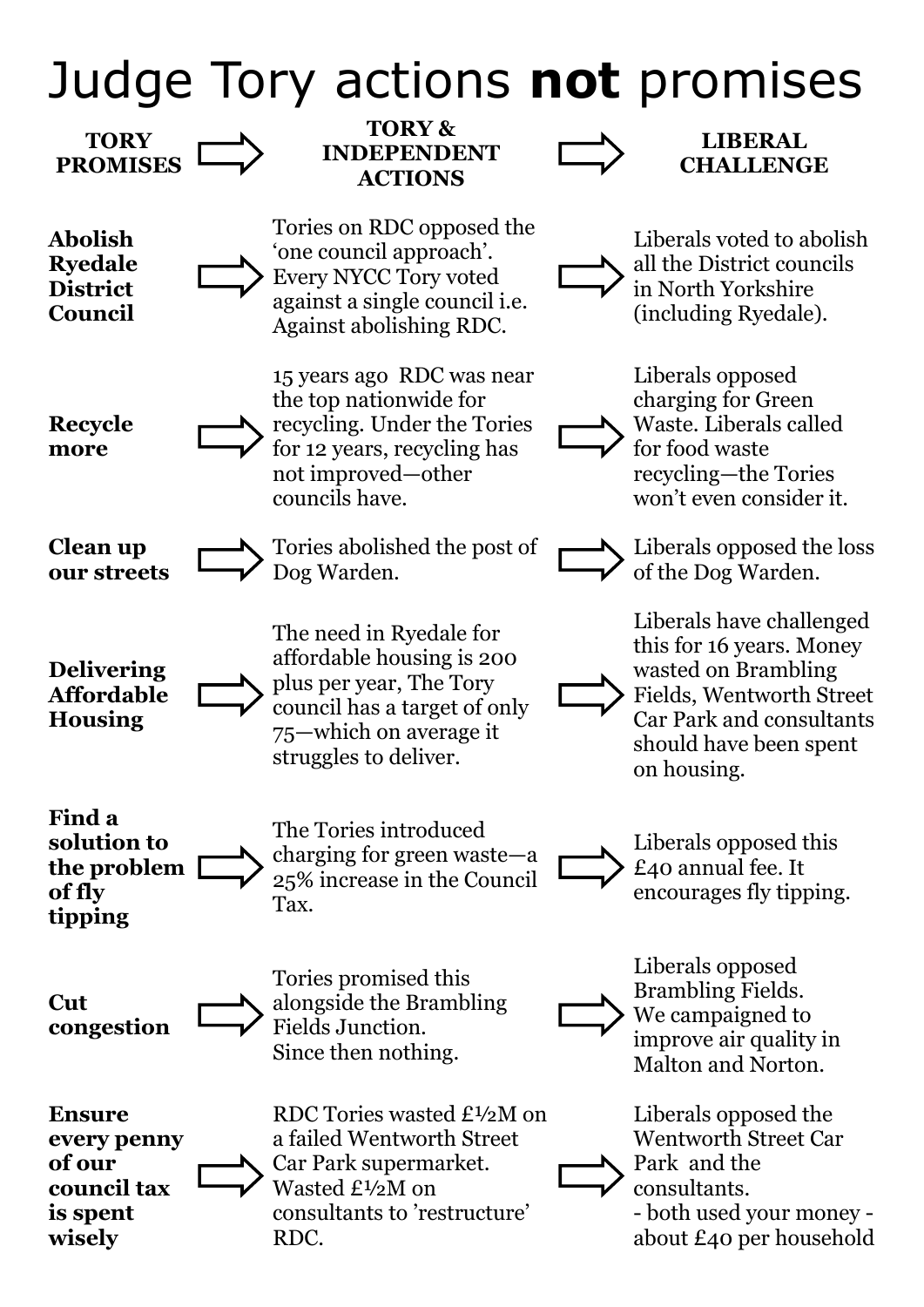# Judge Tory actions **not** promises

| TORY PROMISES | TORY & INDEPENDENT ACTIONS | LIBERAL CHALLENGE |
|---|---|---|
| **Abolish Ryedale District Council** | Tories on RDC opposed the 'one council approach'. Every NYCC Tory voted against a single council i.e. Against abolishing RDC. | Liberals voted to abolish all the District councils in North Yorkshire (including Ryedale). |
| **Recycle more** | 15 years ago RDC was near the top nationwide for recycling. Under the Tories for 12 years, recycling has not improved—other councils have. | Liberals opposed charging for Green Waste. Liberals called for food waste recycling—the Tories won't even consider it. |
| **Clean up our streets** | Tories abolished the post of Dog Warden. | Liberals opposed the loss of the Dog Warden. |
| **Delivering Affordable Housing** | The need in Ryedale for affordable housing is 200 plus per year, The Tory council has a target of only 75—which on average it struggles to deliver. | Liberals have challenged this for 16 years. Money wasted on Brambling Fields, Wentworth Street Car Park and consultants should have been spent on housing. |
| **Find a solution to the problem of fly tipping** | The Tories introduced charging for green waste—a 25% increase in the Council Tax. | Liberals opposed this £40 annual fee. It encourages fly tipping. |
| **Cut congestion** | Tories promised this alongside the Brambling Fields Junction. Since then nothing. | Liberals opposed Brambling Fields. We campaigned to improve air quality in Malton and Norton. |
| **Ensure every penny of our council tax is spent wisely** | RDC Tories wasted £½M on a failed Wentworth Street Car Park supermarket. Wasted £½M on consultants to 'restructure' RDC. | Liberals opposed the Wentworth Street Car Park and the consultants. - both used your money - about £40 per household |